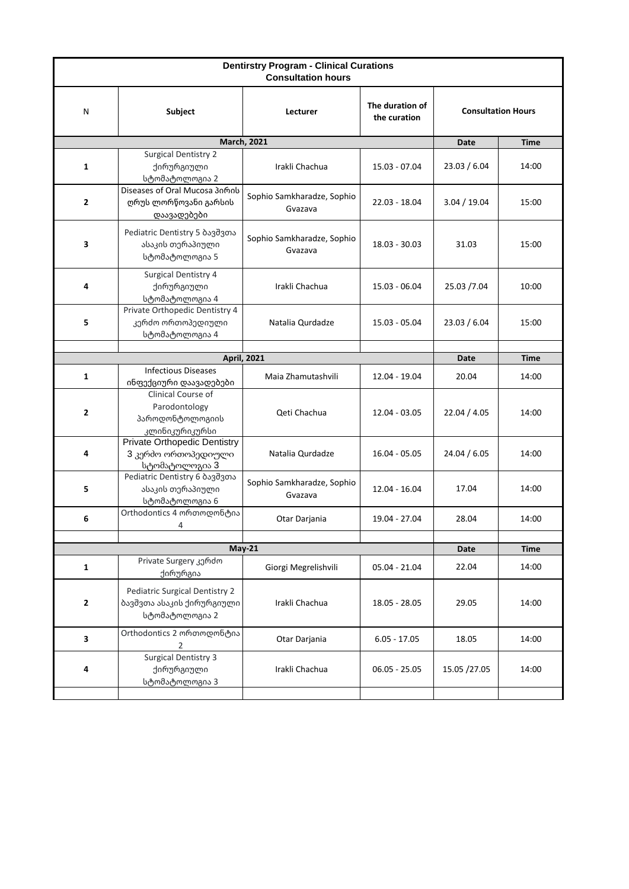**Dentirstry Program - Clinical Curations**
**Consultation hours**

| N | Subject | Lecturer | The duration of the curation | Consultation Hours | |
|---|---|---|---|---|---|
| **March, 2021** | | | | **Date** | **Time** |
| 1 | Surgical Dentistry 2 ქირურგიული სტომატოლოგია 2 | Irakli Chachua | 15.03 - 07.04 | 23.03 / 6.04 | 14:00 |
| 2 | Diseases of Oral Mucosa პირის ღრუს ლორწოვანი გარსის დაავადებები | Sophio Samkharadze, Sophio Gvazava | 22.03 - 18.04 | 3.04 / 19.04 | 15:00 |
| 3 | Pediatric Dentistry 5 ბავშვთა ასაკის თერაპიული სტომატოლოგია 5 | Sophio Samkharadze, Sophio Gvazava | 18.03 - 30.03 | 31.03 | 15:00 |
| 4 | Surgical Dentistry 4 ქირურგიული სტომატოლოგია 4 | Irakli Chachua | 15.03 - 06.04 | 25.03 /7.04 | 10:00 |
| 5 | Private Orthopedic Dentistry 4 კერძო ორთოპედიული სტომატოლოგია 4 | Natalia Qurdadze | 15.03 - 05.04 | 23.03 / 6.04 | 15:00 |
| | | | | | |
| **April, 2021** | | | | **Date** | **Time** |
| 1 | Infectious Diseases ინფექციური დაავადებები | Maia Zhamutashvili | 12.04 - 19.04 | 20.04 | 14:00 |
| 2 | Clinical Course of Parodontology პაროდონტოლოგიის კლინიკურიკურსი | Qeti Chachua | 12.04 - 03.05 | 22.04 / 4.05 | 14:00 |
| 4 | Private Orthopedic Dentistry 3 კერძო ორთოპედიული სტომატოლოგია 3 | Natalia Qurdadze | 16.04 - 05.05 | 24.04 / 6.05 | 14:00 |
| 5 | Pediatric Dentistry 6 ბავშვთა ასაკის თერაპიული სტომატოლოგია 6 | Sophio Samkharadze, Sophio Gvazava | 12.04 - 16.04 | 17.04 | 14:00 |
| 6 | Orthodontics 4 ორთოდონტია 4 | Otar Darjania | 19.04 - 27.04 | 28.04 | 14:00 |
| | | | | | |
| **May-21** | | | | **Date** | **Time** |
| 1 | Private Surgery კერძო ქირურგია | Giorgi Megrelishvili | 05.04 - 21.04 | 22.04 | 14:00 |
| 2 | Pediatric Surgical Dentistry 2 ბავშვთა ასაკის ქირურგიული სტომატოლოგია 2 | Irakli Chachua | 18.05 - 28.05 | 29.05 | 14:00 |
| 3 | Orthodontics 2 ორთოდონტია 2 | Otar Darjania | 6.05 - 17.05 | 18.05 | 14:00 |
| 4 | Surgical Dentistry 3 ქირურგიული სტომატოლოგია 3 | Irakli Chachua | 06.05 - 25.05 | 15.05 /27.05 | 14:00 |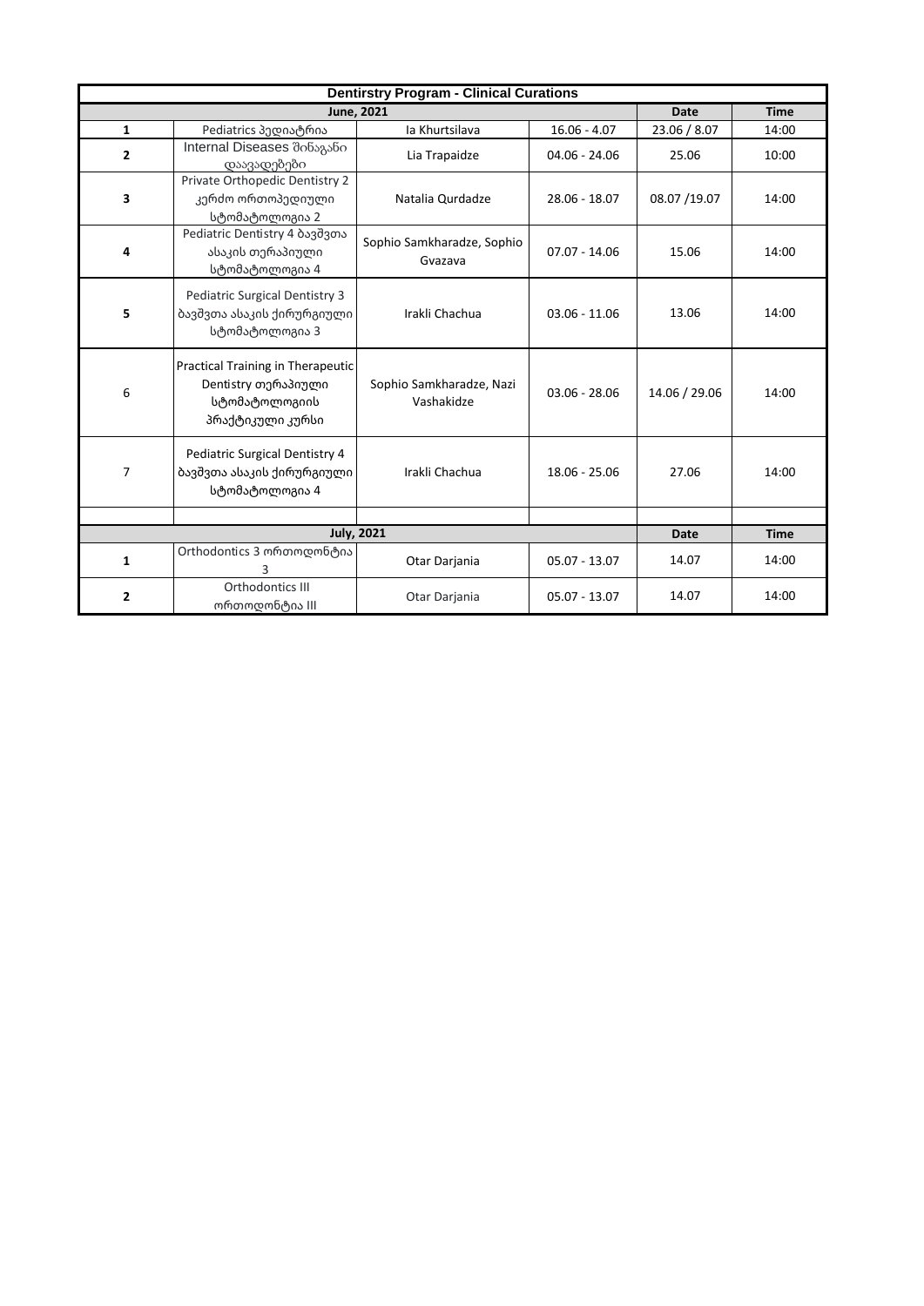| Dentirstry Program - Clinical Curations | | | | | |
|---|---|---|---|---|---|
| June, 2021 | | | | Date | Time |
| 1 | Pediatrics პედიატრია | Ia Khurtsilava | 16.06 - 4.07 | 23.06 / 8.07 | 14:00 |
| 2 | Internal Diseases შინაგანი დაავადებები | Lia Trapaidze | 04.06 - 24.06 | 25.06 | 10:00 |
| 3 | Private Orthopedic Dentistry 2 კერძო ორთოპედიული სტომატოლოგია 2 | Natalia Qurdadze | 28.06 - 18.07 | 08.07 /19.07 | 14:00 |
| 4 | Pediatric Dentistry 4 ბავშვთა ასაკის თერაპიული სტომატოლოგია 4 | Sophio Samkharadze, Sophio Gvazava | 07.07 - 14.06 | 15.06 | 14:00 |
| 5 | Pediatric Surgical Dentistry 3 ბავშვთა ასაკის ქირურგიული სტომატოლოგია 3 | Irakli Chachua | 03.06 - 11.06 | 13.06 | 14:00 |
| 6 | Practical Training in Therapeutic Dentistry თერაპიული სტომატოლოგიის პრაქტიკული კურსი | Sophio Samkharadze, Nazi Vashakidze | 03.06 - 28.06 | 14.06 / 29.06 | 14:00 |
| 7 | Pediatric Surgical Dentistry 4 ბავშვთა ასაკის ქირურგიული სტომატოლოგია 4 | Irakli Chachua | 18.06 - 25.06 | 27.06 | 14:00 |
| | | | | | |
| July, 2021 | | | | Date | Time |
| 1 | Orthodontics 3 ორთოდონტია 3 | Otar Darjania | 05.07 - 13.07 | 14.07 | 14:00 |
| 2 | Orthodontics III ორთოდონტია III | Otar Darjania | 05.07 - 13.07 | 14.07 | 14:00 |